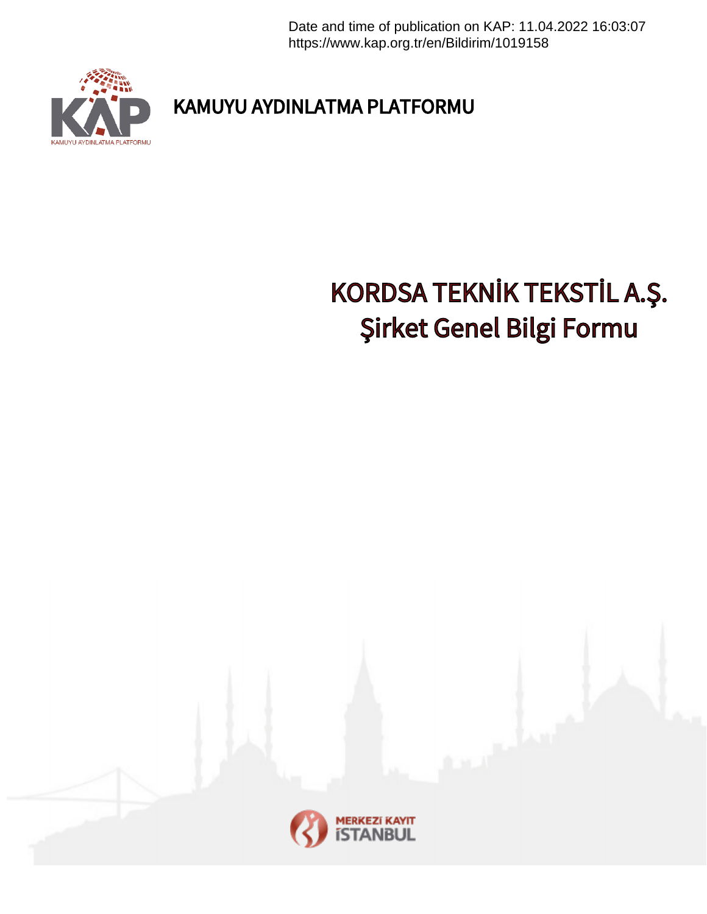Date and time of publication on KAP: 11.04.2022 16:03:07
https://www.kap.org.tr/en/Bildirim/1019158

KAMUYU AYDINLATMA PLATFORMU

# KORDSA TEKNİK TEKSTİL A.Ş.
# Şirket Genel Bilgi Formu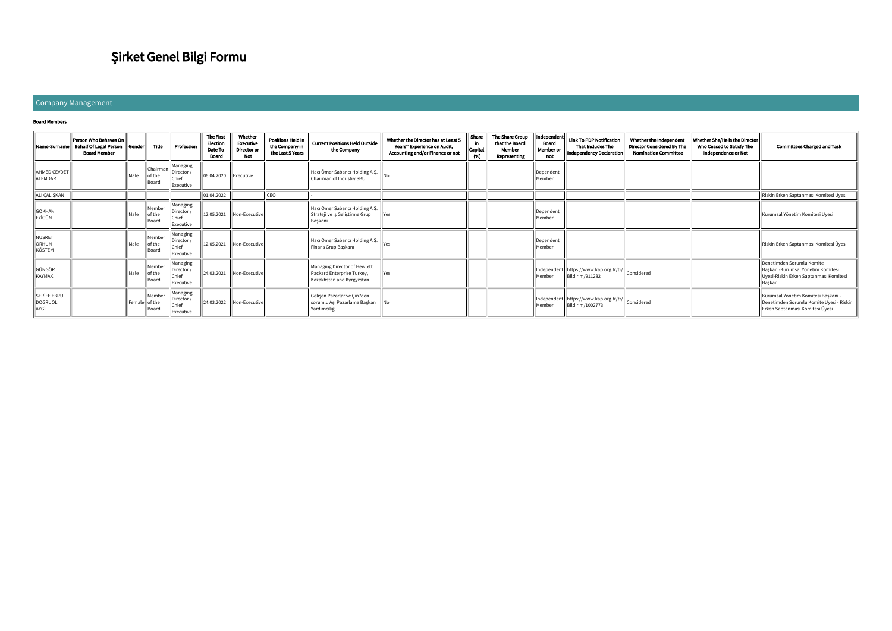# Şirket Genel Bilgi Formu

## Company Management

**Board Members**

| Name-Surname | Person Who Behaves On Behalf Of Legal Person Board Member | Gender | Title | Profession | The First Election Date To Board | Whether Executive Director or Not | Positions Held in the Company in the Last 5 Years | Current Positions Held Outside the Company | Whether the Director has at Least 5 Years'' Experience on Audit, Accounting and/or Finance or not | Share in Capital (%) | The Share Group that the Board Member Representing | Independent Board Member or not | Link To PDP Notification That Includes The Independency Declaration | Whether the Independent Director Considered By The Nomination Committee | Whether She/He is the Director Who Ceased to Satisfy The Independence or Not | Committees Charged and Task |
|---|---|---|---|---|---|---|---|---|---|---|---|---|---|---|---|---|
| AHMED CEVDET ALEMDAR | | Male | Chairman of the Board | Managing Director / Chief Executive | 06.04.2020 | Executive | | Hacı Ömer Sabancı Holding A.Ş. Chairman of Industry SBU | No | | | Dependent Member | | | | |
| ALİ ÇALIŞKAN | | | | | 01.04.2022 | | CEO | - | | | | | | | | Riskin Erken Saptanması Komitesi Üyesi |
| GÖKHAN EYİGÜN | | Male | Member of the Board | Managing Director / Chief Executive | 12.05.2021 | Non-Executive | | Hacı Ömer Sabancı Holding A.Ş. Strateji ve İş Geliştirme Grup Başkanı | Yes | | | Dependent Member | | | | Kurumsal Yönetim Komitesi Üyesi |
| NUSRET ORHUN KÖSTEM | | Male | Member of the Board | Managing Director / Chief Executive | 12.05.2021 | Non-Executive | | Hacı Ömer Sabancı Holding A.Ş. Finans Grup Başkanı | Yes | | | Dependent Member | | | | Riskin Erken Saptanması Komitesi Üyesi |
| GÜNGÖR KAYMAK | | Male | Member of the Board | Managing Director / Chief Executive | 24.03.2021 | Non-Executive | | Managing Director of Hewlett Packard Enterprise Turkey, Kazakhstan and Kyrgyzstan | Yes | | | Independent Member | https://www.kap.org.tr/tr/Bildirim/911282 | Considered | | Denetimden Sorumlu Komite Başkanı-Kurumsal Yönetim Komitesi Üyesi-Riskin Erken Saptanması Komitesi Başkanı |
| ŞERİFE EBRU DOĞRUOL AYGİL | | Female | Member of the Board | Managing Director / Chief Executive | 24.03.2022 | Non-Executive | | Gelişen Pazarlar ve Çin?den sorumlu Aşı Pazarlama Başkan Yardımcılığı | No | | | Independent Member | https://www.kap.org.tr/tr/Bildirim/1002773 | Considered | | Kurumsal Yönetim Komitesi Başkanı - Denetimden Sorumlu Komite Üyesi - Riskin Erken Saptanması Komitesi Üyesi |